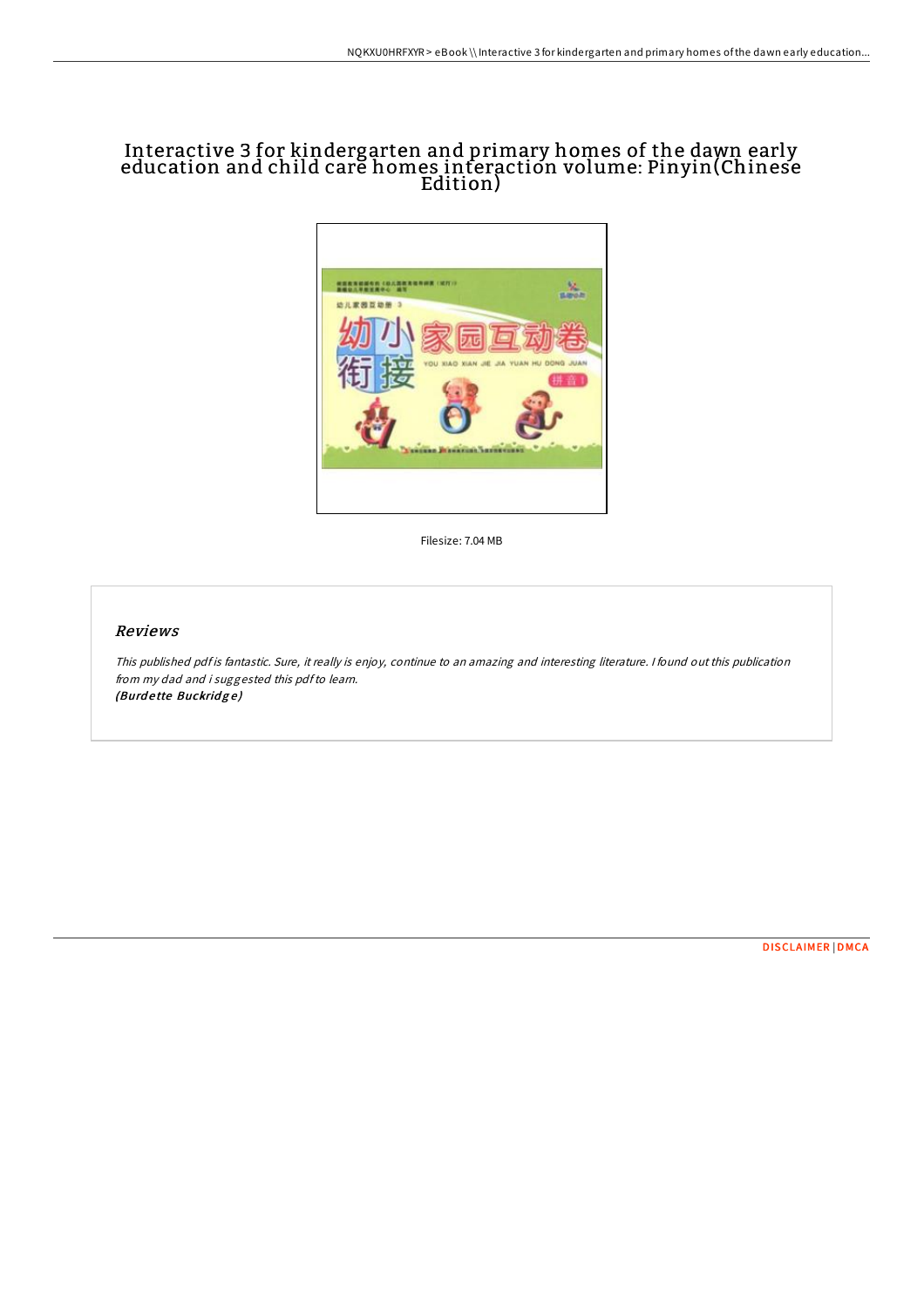# Interactive 3 for kindergarten and primary homes of the dawn early education and child care homes interaction volume: Pinyin(Chinese Edition)

Filesize: 7.04 MB

## *Reviews*

*This published pdf is fantastic. Sure, it really is enjoy, continue to an amazing and interesting literature. I found out this publication from my dad and i suggested this pdf to learn.*
*(Burdette Buckridge)*

DISCLAIMER | DMCA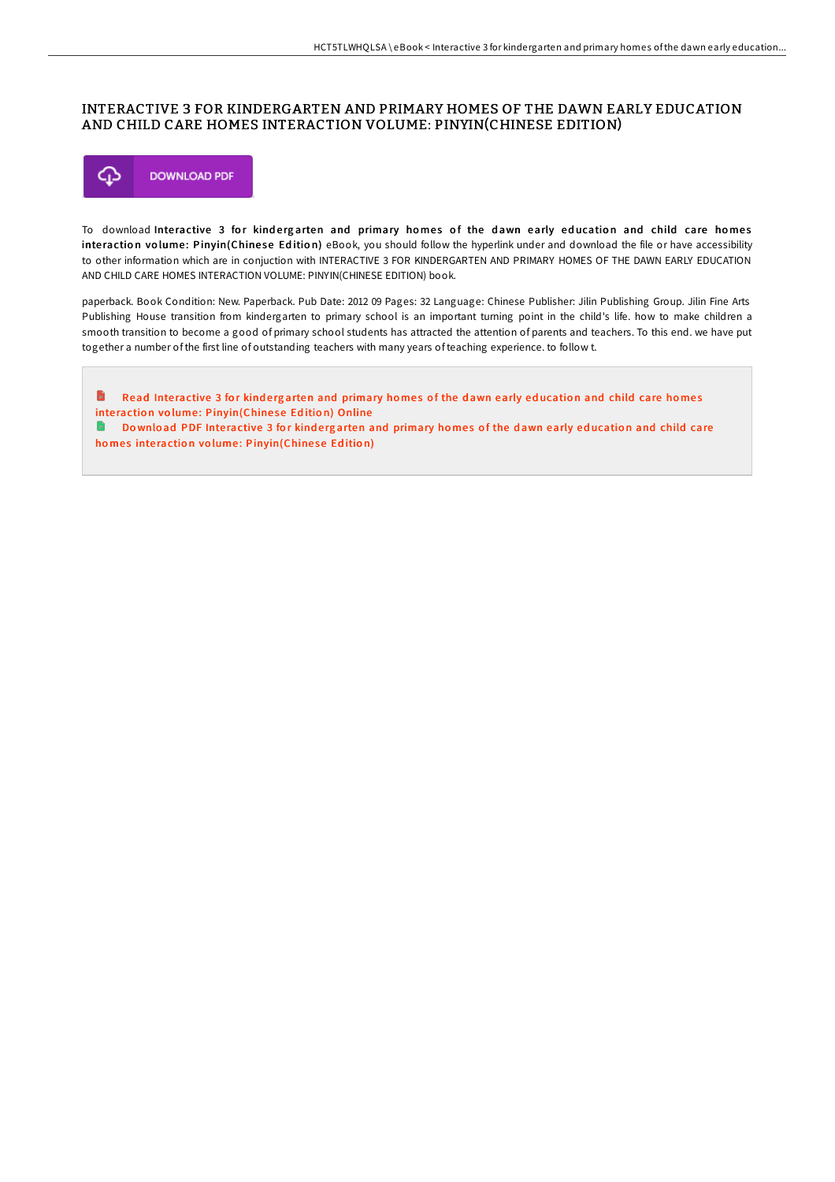# INTERACTIVE 3 FOR KINDERGARTEN AND PRIMARY HOMES OF THE DAWN EARLY EDUCATION AND CHILD CARE HOMES INTERACTION VOLUME: PINYIN(CHINESE EDITION)

DOWNLOAD PDF

To download **Interactive 3 for kindergarten and primary homes of the dawn early education and child care homes interaction volume: Pinyin(Chinese Edition)** eBook, you should follow the hyperlink under and download the file or have accessibility to other information which are in conjuction with INTERACTIVE 3 FOR KINDERGARTEN AND PRIMARY HOMES OF THE DAWN EARLY EDUCATION AND CHILD CARE HOMES INTERACTION VOLUME: PINYIN(CHINESE EDITION) book.

paperback. Book Condition: New. Paperback. Pub Date: 2012 09 Pages: 32 Language: Chinese Publisher: Jilin Publishing Group. Jilin Fine Arts Publishing House transition from kindergarten to primary school is an important turning point in the child's life. how to make children a smooth transition to become a good of primary school students has attracted the attention of parents and teachers. To this end. we have put together a number of the first line of outstanding teachers with many years of teaching experience. to follow t.

Read Interactive 3 for kindergarten and primary homes of the dawn early education and child care homes interaction volume: Pinyin(Chinese Edition) Online

Download PDF Interactive 3 for kindergarten and primary homes of the dawn early education and child care homes interaction volume: Pinyin(Chinese Edition)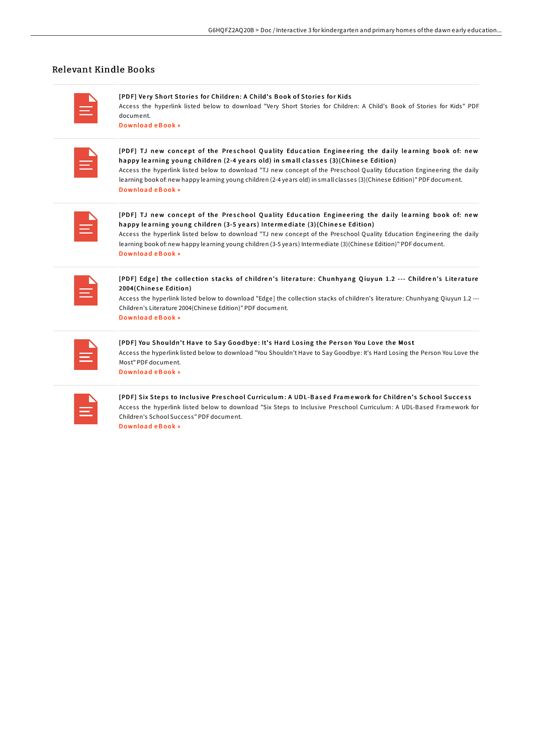## Relevant Kindle Books

[PDF] Very Short Stories for Children: A Child's Book of Stories for Kids

Access the hyperlink listed below to download "Very Short Stories for Children: A Child's Book of Stories for Kids" PDF document.

Download eBook »

[PDF] TJ new concept of the Preschool Quality Education Engineering the daily learning book of: new happy learning young children (2-4 years old) in small classes (3)(Chinese Edition)

Access the hyperlink listed below to download "TJ new concept of the Preschool Quality Education Engineering the daily learning book of: new happy learning young children (2-4 years old) in small classes (3)(Chinese Edition)" PDF document.

Download eBook »

[PDF] TJ new concept of the Preschool Quality Education Engineering the daily learning book of: new happy learning young children (3-5 years) Intermediate (3)(Chinese Edition)

Access the hyperlink listed below to download "TJ new concept of the Preschool Quality Education Engineering the daily learning book of: new happy learning young children (3-5 years) Intermediate (3)(Chinese Edition)" PDF document.

Download eBook »

[PDF] Edge] the collection stacks of children's literature: Chunhyang Qiuyun 1.2 --- Children's Literature 2004(Chinese Edition)

Access the hyperlink listed below to download "Edge] the collection stacks of children's literature: Chunhyang Qiuyun 1.2 --- Children's Literature 2004(Chinese Edition)" PDF document.

Download eBook »

[PDF] You Shouldn't Have to Say Goodbye: It's Hard Losing the Person You Love the Most

Access the hyperlink listed below to download "You Shouldn't Have to Say Goodbye: It's Hard Losing the Person You Love the Most" PDF document.

Download eBook »

[PDF] Six Steps to Inclusive Preschool Curriculum: A UDL-Based Framework for Children's School Success

Access the hyperlink listed below to download "Six Steps to Inclusive Preschool Curriculum: A UDL-Based Framework for Children's School Success" PDF document.

Download eBook »